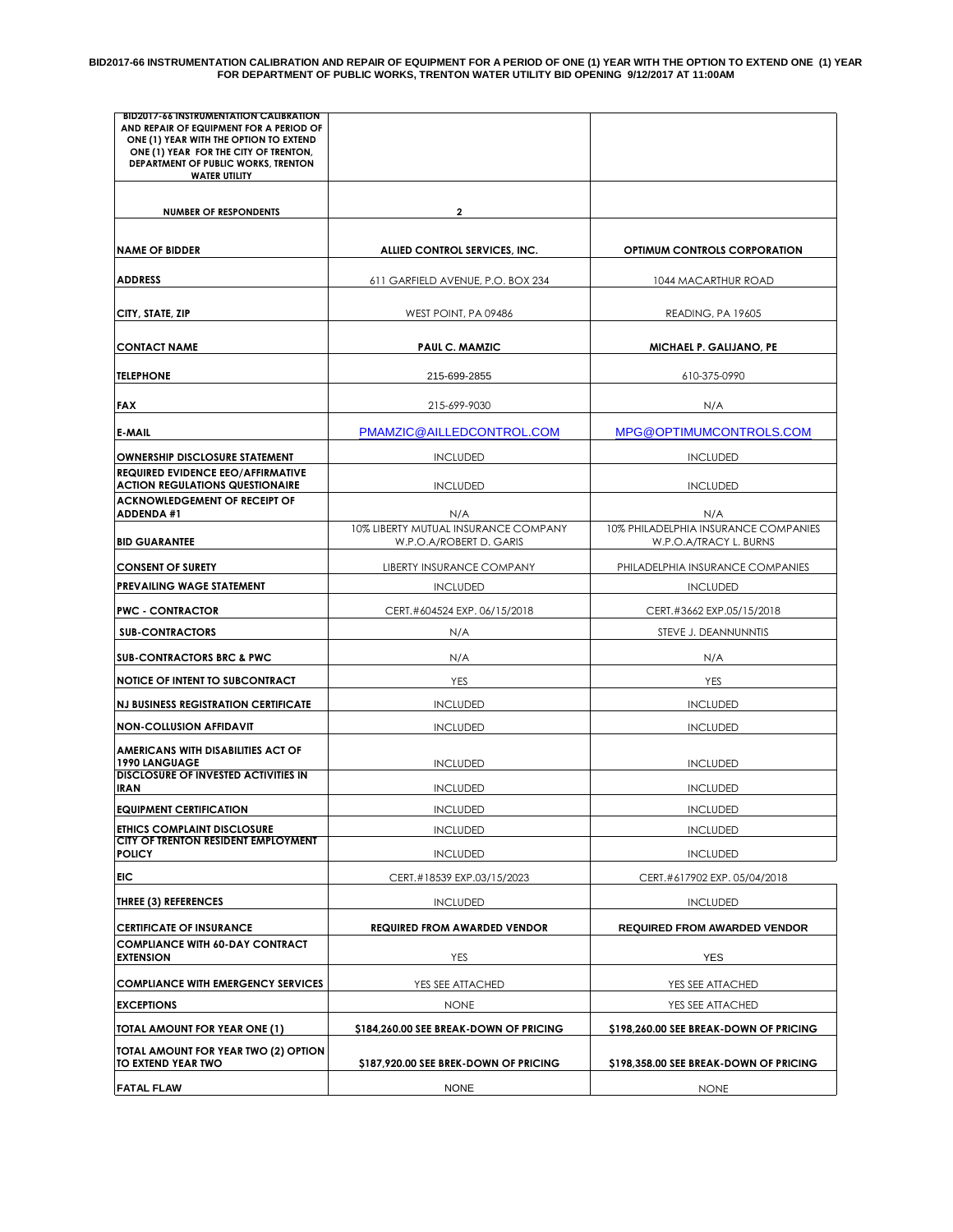**BID2017-66 INSTRUMENTATION CALIBRATION AND REPAIR OF EQUIPMENT FOR A PERIOD OF ONE (1) YEAR WITH THE OPTION TO EXTEND ONE (1) YEAR FOR DEPARTMENT OF PUBLIC WORKS, TRENTON WATER UTILITY BID OPENING 9/12/2017 AT 11:00AM**

| BID2017-66 INSTRUMENTATION CALIBRATION AND REPAIR OF EQUIPMENT FOR A PERIOD OF ONE (1) YEAR WITH THE OPTION TO EXTEND ONE (1) YEAR FOR THE CITY OF TRENTON, DEPARTMENT OF PUBLIC WORKS, TRENTON WATER UTILITY | | |
|---|---|---|
| **NUMBER OF RESPONDENTS** | **2** | |
| **NAME OF BIDDER** | **ALLIED CONTROL SERVICES, INC.** | **OPTIMUM CONTROLS CORPORATION** |
| **ADDRESS** | 611 GARFIELD AVENUE, P.O. BOX 234 | 1044 MACARTHUR ROAD |
| **CITY, STATE, ZIP** | WEST POINT, PA 09486 | READING, PA 19605 |
| **CONTACT NAME** | **PAUL C. MAMZIC** | **MICHAEL P. GALIJANO, PE** |
| **TELEPHONE** | 215-699-2855 | 610-375-0990 |
| **FAX** | 215-699-9030 | N/A |
| **E-MAIL** | PMAMZIC@AILLEDCONTROL.COM | MPG@OPTIMUMCONTROLS.COM |
| **OWNERSHIP DISCLOSURE STATEMENT** | INCLUDED | INCLUDED |
| **REQUIRED EVIDENCE EEO/AFFIRMATIVE ACTION REGULATIONS QUESTIONAIRE** | INCLUDED | INCLUDED |
| **ACKNOWLEDGEMENT OF RECEIPT OF ADDENDA #1** | N/A | N/A |
| **BID GUARANTEE** | 10% LIBERTY MUTUAL INSURANCE COMPANY W.P.O.A/ROBERT D. GARIS | 10% PHILADELPHIA INSURANCE COMPANIES W.P.O.A/TRACY L. BURNS |
| **CONSENT OF SURETY** | LIBERTY INSURANCE COMPANY | PHILADELPHIA INSURANCE COMPANIES |
| **PREVAILING WAGE STATEMENT** | INCLUDED | INCLUDED |
| **PWC - CONTRACTOR** | CERT.#604524 EXP. 06/15/2018 | CERT.#3662 EXP.05/15/2018 |
| **SUB-CONTRACTORS** | N/A | STEVE J. DEANNUNNTIS |
| **SUB-CONTRACTORS BRC & PWC** | N/A | N/A |
| **NOTICE OF INTENT TO SUBCONTRACT** | YES | YES |
| **NJ BUSINESS REGISTRATION CERTIFICATE** | INCLUDED | INCLUDED |
| **NON-COLLUSION AFFIDAVIT** | INCLUDED | INCLUDED |
| **AMERICANS WITH DISABILITIES ACT OF 1990 LANGUAGE** | INCLUDED | INCLUDED |
| **DISCLOSURE OF INVESTED ACTIVITIES IN IRAN** | INCLUDED | INCLUDED |
| **EQUIPMENT CERTIFICATION** | INCLUDED | INCLUDED |
| **ETHICS COMPLAINT DISCLOSURE** | INCLUDED | INCLUDED |
| **CITY OF TRENTON RESIDENT EMPLOYMENT POLICY** | INCLUDED | INCLUDED |
| **EIC** | CERT.#18539 EXP.03/15/2023 | CERT.#617902 EXP. 05/04/2018 |
| **THREE (3) REFERENCES** | INCLUDED | INCLUDED |
| **CERTIFICATE OF INSURANCE** | **REQUIRED FROM AWARDED VENDOR** | **REQUIRED FROM AWARDED VENDOR** |
| **COMPLIANCE WITH 60-DAY CONTRACT EXTENSION** | YES | YES |
| **COMPLIANCE WITH EMERGENCY SERVICES** | YES SEE ATTACHED | YES SEE ATTACHED |
| **EXCEPTIONS** | NONE | YES SEE ATTACHED |
| **TOTAL AMOUNT FOR YEAR ONE (1)** | **$184,260.00 SEE BREAK-DOWN OF PRICING** | **$198,260.00 SEE BREAK-DOWN OF PRICING** |
| **TOTAL AMOUNT FOR YEAR TWO (2) OPTION TO EXTEND YEAR TWO** | **$187,920.00 SEE BREK-DOWN OF PRICING** | **$198,358.00 SEE BREAK-DOWN OF PRICING** |
| **FATAL FLAW** | NONE | NONE |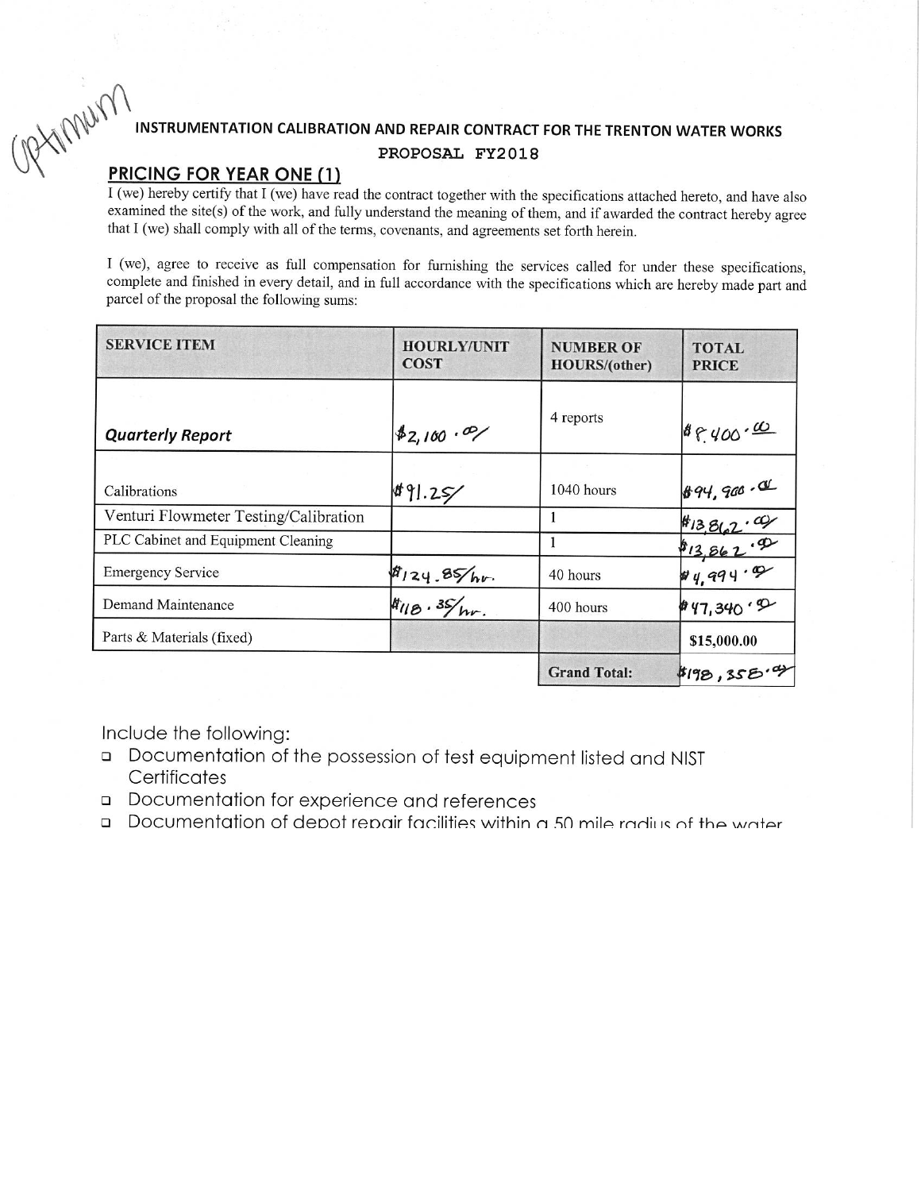Optimum

**INSTRUMENTATION CALIBRATION AND REPAIR CONTRACT FOR THE TRENTON WATER WORKS**

**PROPOSAL FY2018**

## PRICING FOR YEAR ONE (1)

I (we) hereby certify that I (we) have read the contract together with the specifications attached hereto, and have also examined the site(s) of the work, and fully understand the meaning of them, and if awarded the contract hereby agree that I (we) shall comply with all of the terms, covenants, and agreements set forth herein.

I (we), agree to receive as full compensation for furnishing the services called for under these specifications, complete and finished in every detail, and in full accordance with the specifications which are hereby made part and parcel of the proposal the following sums:

| SERVICE ITEM | HOURLY/UNIT COST | NUMBER OF HOURS/(other) | TOTAL PRICE |
|---|---|---|---|
| *Quarterly Report* | $2,100.00 | 4 reports | $8,400.00 |
| Calibrations | $91.25 | 1040 hours | $94,900.00 |
| Venturi Flowmeter Testing/Calibration | | 1 | $13,862.00 |
| PLC Cabinet and Equipment Cleaning | | 1 | $13,862.00 |
| Emergency Service | $124.85/hr. | 40 hours | $4,994.00 |
| Demand Maintenance | $118.35/hr. | 400 hours | $47,340.00 |
| Parts & Materials (fixed) | | | $15,000.00 |
| | | Grand Total: | $198,358.00 |

Include the following:

- Documentation of the possession of test equipment listed and NIST Certificates
- Documentation for experience and references
- Documentation of depot repair facilities within a 50 mile radius of the water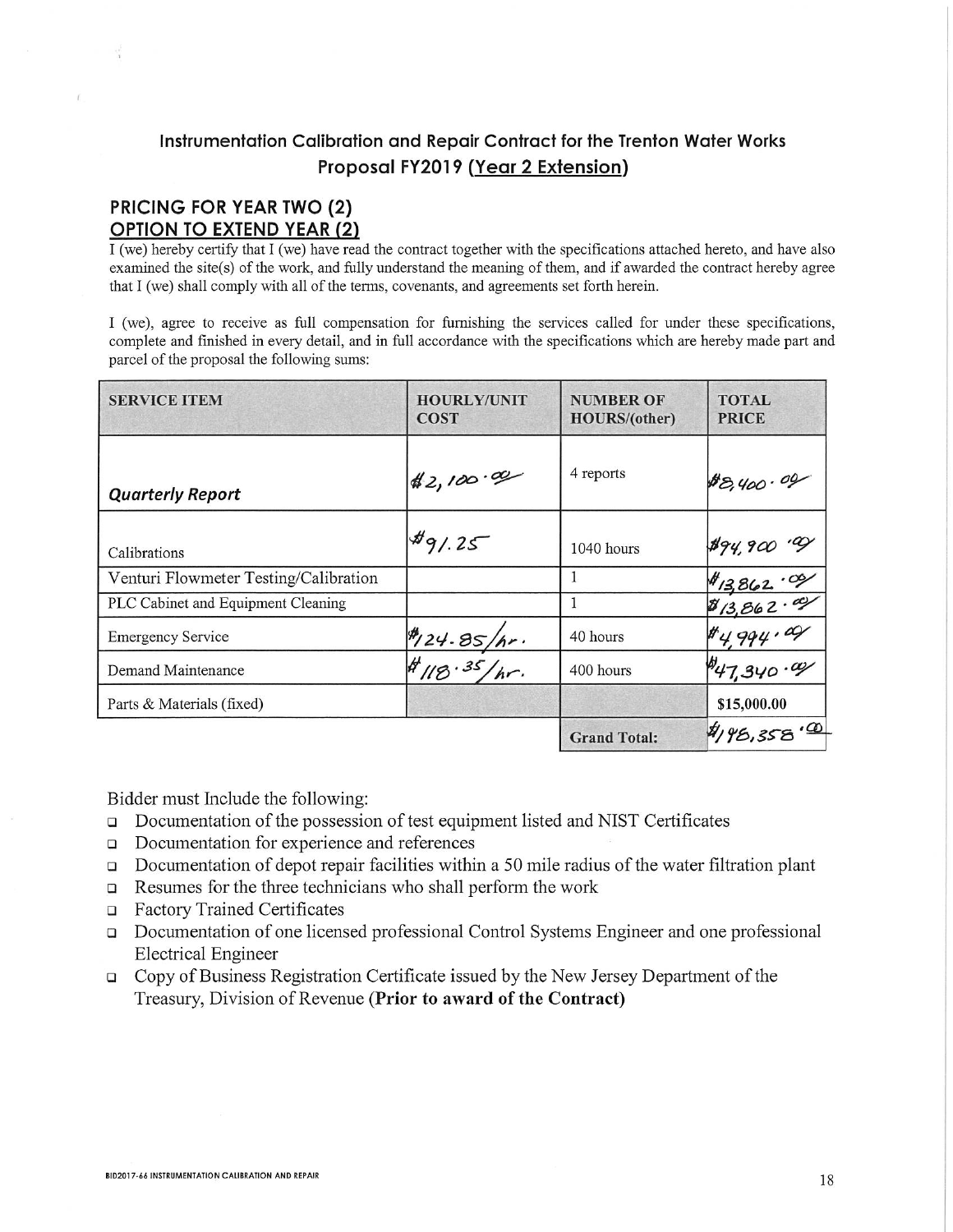## Instrumentation Calibration and Repair Contract for the Trenton Water Works Proposal FY2019 (Year 2 Extension)

### PRICING FOR YEAR TWO (2) OPTION TO EXTEND YEAR (2)

I (we) hereby certify that I (we) have read the contract together with the specifications attached hereto, and have also examined the site(s) of the work, and fully understand the meaning of them, and if awarded the contract hereby agree that I (we) shall comply with all of the terms, covenants, and agreements set forth herein.

I (we), agree to receive as full compensation for furnishing the services called for under these specifications, complete and finished in every detail, and in full accordance with the specifications which are hereby made part and parcel of the proposal the following sums:

| SERVICE ITEM | HOURLY/UNIT COST | NUMBER OF HOURS/(other) | TOTAL PRICE |
|---|---|---|---|
| ***Quarterly Report*** | #2,100.00 | 4 reports | #8,400.00 |
| Calibrations | #91.25 | 1040 hours | #94,900.00 |
| Venturi Flowmeter Testing/Calibration | | 1 | #13,862.00 |
| PLC Cabinet and Equipment Cleaning | | 1 | #13,862.00 |
| Emergency Service | #124.85/hr. | 40 hours | #4,994.00 |
| Demand Maintenance | #118.35/hr. | 400 hours | #47,340.00 |
| Parts & Materials (fixed) | | | $15,000.00 |
| | | **Grand Total:** | #198,358.00 |

Bidder must Include the following:

- Documentation of the possession of test equipment listed and NIST Certificates
- Documentation for experience and references
- Documentation of depot repair facilities within a 50 mile radius of the water filtration plant
- Resumes for the three technicians who shall perform the work
- Factory Trained Certificates
- Documentation of one licensed professional Control Systems Engineer and one professional Electrical Engineer
- Copy of Business Registration Certificate issued by the New Jersey Department of the Treasury, Division of Revenue **(Prior to award of the Contract)**

BID2017-66 INSTRUMENTATION CALIBRATION AND REPAIR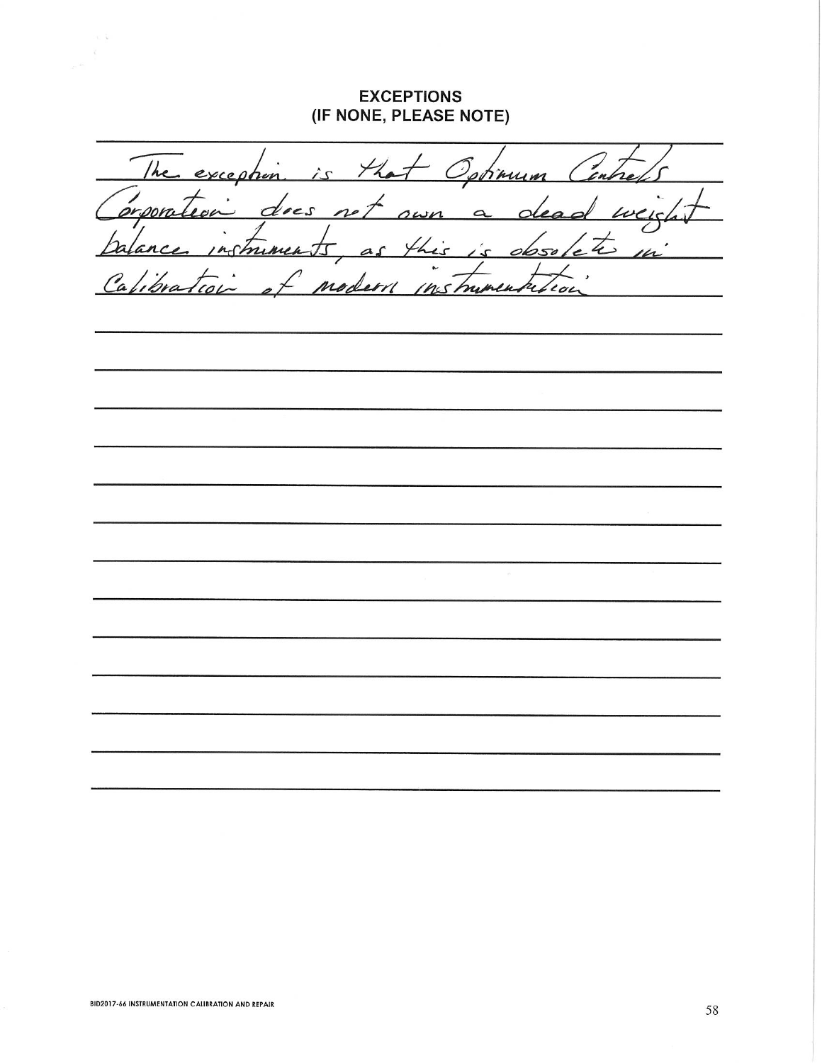# EXCEPTIONS
## (IF NONE, PLEASE NOTE)

The exception is that Optimum Controls Corporation does not own a dead weight balance instruments, as this is obsolete in Calibration of modern instrumentation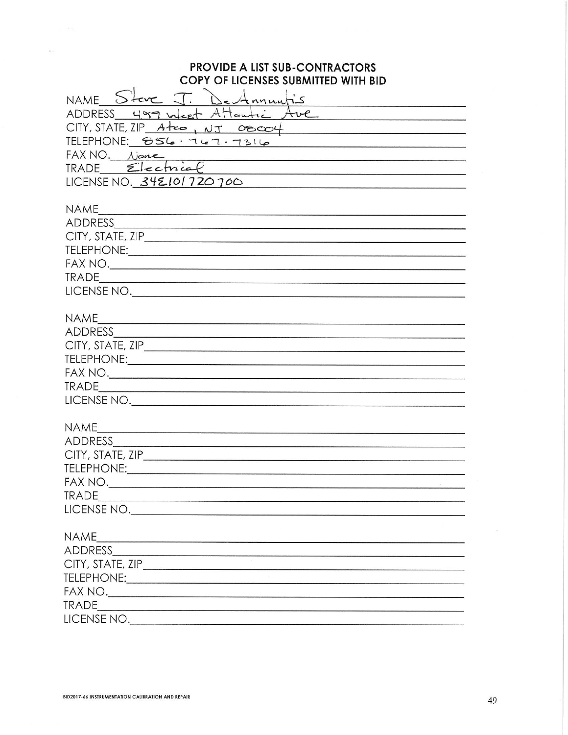## PROVIDE A LIST SUB-CONTRACTORS
## COPY OF LICENSES SUBMITTED WITH BID

NAME Steve J. DeAnnuntis
ADDRESS 499 West Atlantic Ave
CITY, STATE, ZIP Atco, NJ 08004
TELEPHONE: 856-767-7316
FAX NO. None
TRADE Electrical
LICENSE NO. 34EI01720700

NAME
ADDRESS
CITY, STATE, ZIP
TELEPHONE:
FAX NO.
TRADE
LICENSE NO.

NAME
ADDRESS
CITY, STATE, ZIP
TELEPHONE:
FAX NO.
TRADE
LICENSE NO.

NAME
ADDRESS
CITY, STATE, ZIP
TELEPHONE:
FAX NO.
TRADE
LICENSE NO.

NAME
ADDRESS
CITY, STATE, ZIP
TELEPHONE:
FAX NO.
TRADE
LICENSE NO.

BID2017-66 INSTRUMENTATION CALIBRATION AND REPAIR